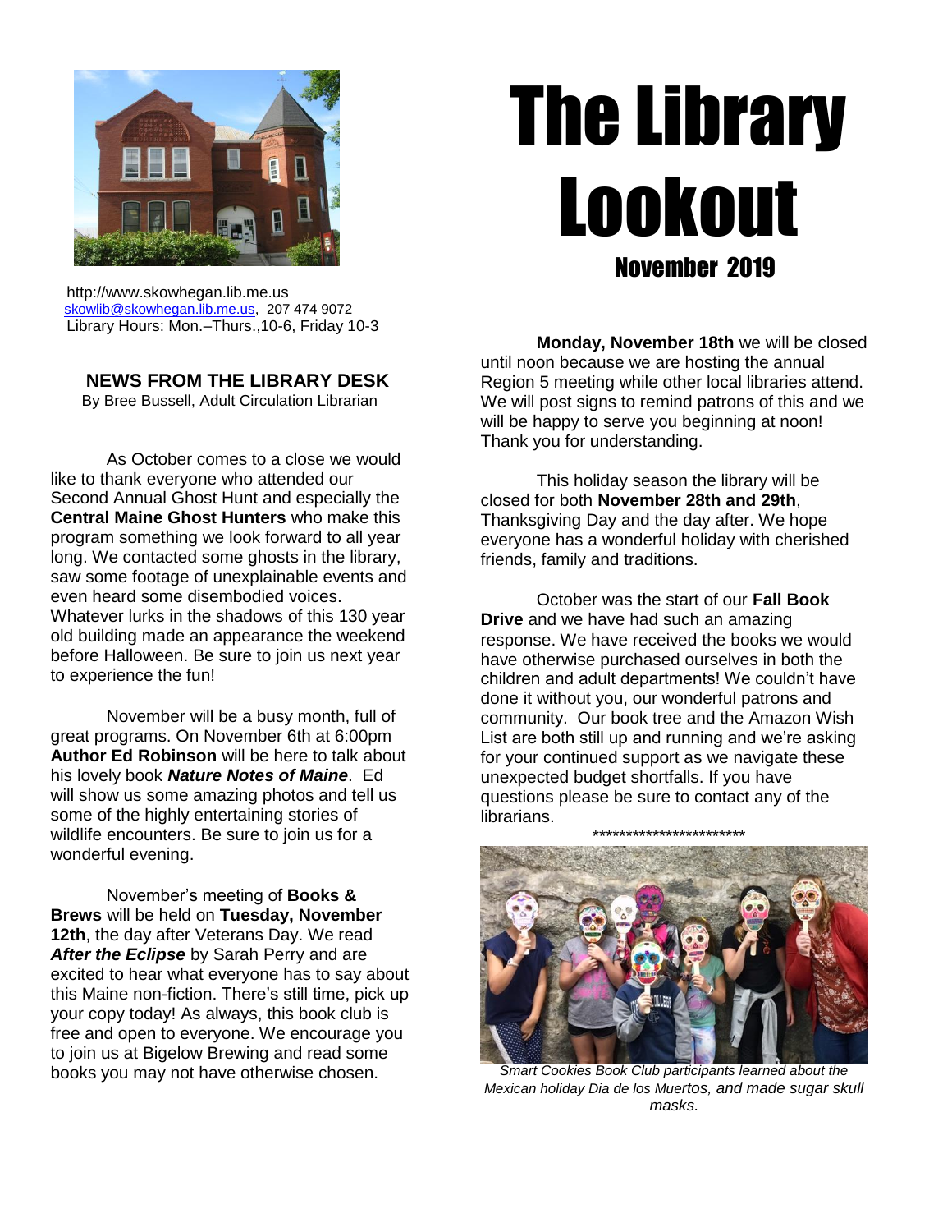# The Library Lookout

## November 2019

http://www.skowhegan.lib.me.us
skowlib@skowhegan.lib.me.us, 207 474 9072
Library Hours: Mon.–Thurs.,10-6, Friday 10-3

### NEWS FROM THE LIBRARY DESK

By Bree Bussell, Adult Circulation Librarian

As October comes to a close we would like to thank everyone who attended our Second Annual Ghost Hunt and especially the **Central Maine Ghost Hunters** who make this program something we look forward to all year long. We contacted some ghosts in the library, saw some footage of unexplainable events and even heard some disembodied voices. Whatever lurks in the shadows of this 130 year old building made an appearance the weekend before Halloween. Be sure to join us next year to experience the fun!

November will be a busy month, full of great programs. On November 6th at 6:00pm **Author Ed Robinson** will be here to talk about his lovely book ***Nature Notes of Maine***. Ed will show us some amazing photos and tell us some of the highly entertaining stories of wildlife encounters. Be sure to join us for a wonderful evening.

November's meeting of **Books & Brews** will be held on **Tuesday, November 12th**, the day after Veterans Day. We read ***After the Eclipse*** by Sarah Perry and are excited to hear what everyone has to say about this Maine non-fiction. There's still time, pick up your copy today! As always, this book club is free and open to everyone. We encourage you to join us at Bigelow Brewing and read some books you may not have otherwise chosen.

**Monday, November 18th** we will be closed until noon because we are hosting the annual Region 5 meeting while other local libraries attend. We will post signs to remind patrons of this and we will be happy to serve you beginning at noon! Thank you for understanding.

This holiday season the library will be closed for both **November 28th and 29th**, Thanksgiving Day and the day after. We hope everyone has a wonderful holiday with cherished friends, family and traditions.

October was the start of our **Fall Book Drive** and we have had such an amazing response. We have received the books we would have otherwise purchased ourselves in both the children and adult departments! We couldn't have done it without you, our wonderful patrons and community. Our book tree and the Amazon Wish List are both still up and running and we're asking for your continued support as we navigate these unexpected budget shortfalls. If you have questions please be sure to contact any of the librarians.

************************

*Smart Cookies Book Club participants learned about the Mexican holiday Dia de los Muertos, and made sugar skull masks.*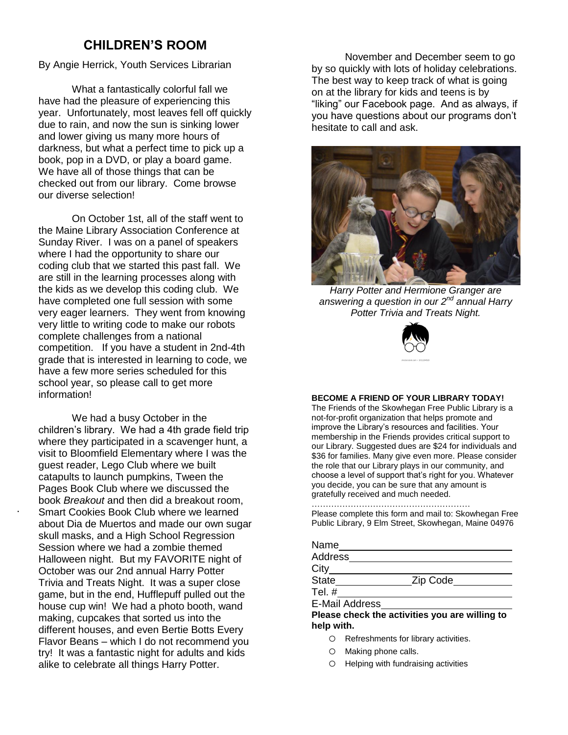## CHILDREN'S ROOM

By Angie Herrick, Youth Services Librarian

What a fantastically colorful fall we have had the pleasure of experiencing this year. Unfortunately, most leaves fell off quickly due to rain, and now the sun is sinking lower and lower giving us many more hours of darkness, but what a perfect time to pick up a book, pop in a DVD, or play a board game. We have all of those things that can be checked out from our library. Come browse our diverse selection!

On October 1st, all of the staff went to the Maine Library Association Conference at Sunday River. I was on a panel of speakers where I had the opportunity to share our coding club that we started this past fall. We are still in the learning processes along with the kids as we develop this coding club. We have completed one full session with some very eager learners. They went from knowing very little to writing code to make our robots complete challenges from a national competition. If you have a student in 2nd-4th grade that is interested in learning to code, we have a few more series scheduled for this school year, so please call to get more information!

We had a busy October in the children's library. We had a 4th grade field trip where they participated in a scavenger hunt, a visit to Bloomfield Elementary where I was the guest reader, Lego Club where we built catapults to launch pumpkins, Tween the Pages Book Club where we discussed the book *Breakout* and then did a breakout room, Smart Cookies Book Club where we learned about Dia de Muertos and made our own sugar skull masks, and a High School Regression Session where we had a zombie themed Halloween night. But my FAVORITE night of October was our 2nd annual Harry Potter Trivia and Treats Night. It was a super close game, but in the end, Hufflepuff pulled out the house cup win! We had a photo booth, wand making, cupcakes that sorted us into the different houses, and even Bertie Botts Every Flavor Beans – which I do not recommend you try! It was a fantastic night for adults and kids alike to celebrate all things Harry Potter.

November and December seem to go by so quickly with lots of holiday celebrations. The best way to keep track of what is going on at the library for kids and teens is by "liking" our Facebook page. And as always, if you have questions about our programs don't hesitate to call and ask.

*Harry Potter and Hermione Granger are answering a question in our 2nd annual Harry Potter Trivia and Treats Night.*

**BECOME A FRIEND OF YOUR LIBRARY TODAY!**

The Friends of the Skowhegan Free Public Library is a not-for-profit organization that helps promote and improve the Library's resources and facilities. Your membership in the Friends provides critical support to our Library. Suggested dues are $24 for individuals and $36 for families. Many give even more. Please consider the role that our Library plays in our community, and choose a level of support that's right for you. Whatever you decide, you can be sure that any amount is gratefully received and much needed.

………………………………………………

Please complete this form and mail to: Skowhegan Free Public Library, 9 Elm Street, Skowhegan, Maine 04976

Name\_\_\_\_\_\_\_\_\_\_\_\_\_\_\_\_\_\_\_\_\_\_\_\_\_\_\_\_

Address\_\_\_\_\_\_\_\_\_\_\_\_\_\_\_\_\_\_\_\_\_\_\_\_\_\_

City\_\_\_\_\_\_\_\_\_\_\_\_\_\_\_\_\_\_\_\_\_\_\_\_\_\_\_\_\_

State\_\_\_\_\_\_\_\_\_\_\_\_ Zip Code\_\_\_\_\_\_\_\_\_

Tel. #\_\_\_\_\_\_\_\_\_\_\_\_\_\_\_\_\_\_\_\_\_\_\_\_\_\_\_\_

E-Mail Address\_\_\_\_\_\_\_\_\_\_\_\_\_\_\_\_\_\_\_\_\_

**Please check the activities you are willing to help with.**

- ○ Refreshments for library activities.
- ○ Making phone calls.
- ○ Helping with fundraising activities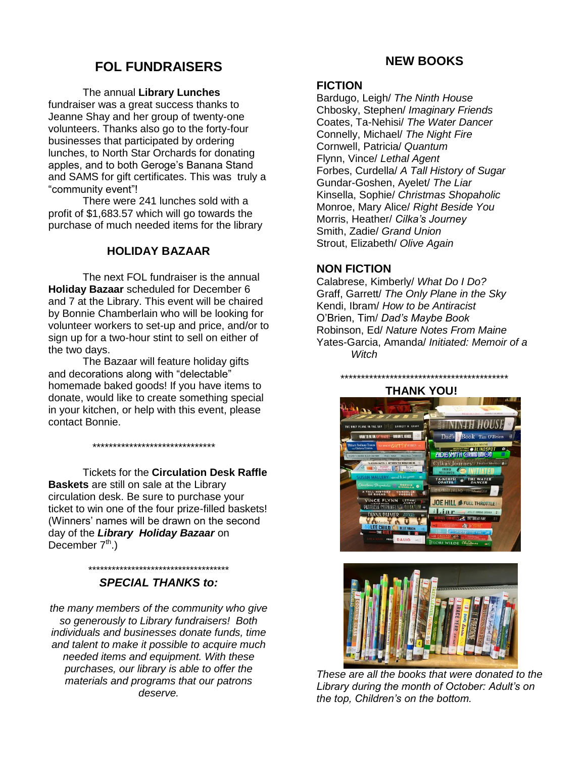## FOL FUNDRAISERS

The annual **Library Lunches** fundraiser was a great success thanks to Jeanne Shay and her group of twenty-one volunteers. Thanks also go to the forty-four businesses that participated by ordering lunches, to North Star Orchards for donating apples, and to both Geroge's Banana Stand and SAMS for gift certificates. This was truly a "community event"!

There were 241 lunches sold with a profit of $1,683.57 which will go towards the purchase of much needed items for the library

### HOLIDAY BAZAAR

The next FOL fundraiser is the annual **Holiday Bazaar** scheduled for December 6 and 7 at the Library. This event will be chaired by Bonnie Chamberlain who will be looking for volunteer workers to set-up and price, and/or to sign up for a two-hour stint to sell on either of the two days.

The Bazaar will feature holiday gifts and decorations along with "delectable" homemade baked goods! If you have items to donate, would like to create something special in your kitchen, or help with this event, please contact Bonnie.

*******************************

Tickets for the **Circulation Desk Raffle Baskets** are still on sale at the Library circulation desk. Be sure to purchase your ticket to win one of the four prize-filled baskets! (Winners' names will be drawn on the second day of the ***Library Holiday Bazaar*** on December 7th.)

*************************************

### *SPECIAL THANKS to:*

*the many members of the community who give so generously to Library fundraisers! Both individuals and businesses donate funds, time and talent to make it possible to acquire much needed items and equipment. With these purchases, our library is able to offer the materials and programs that our patrons deserve.*

## NEW BOOKS

### FICTION

Bardugo, Leigh/ *The Ninth House*
Chbosky, Stephen/ *Imaginary Friends*
Coates, Ta-Nehisi/ *The Water Dancer*
Connelly, Michael/ *The Night Fire*
Cornwell, Patricia/ *Quantum*
Flynn, Vince/ *Lethal Agent*
Forbes, Curdella/ *A Tall History of Sugar*
Gundar-Goshen, Ayelet/ *The Liar*
Kinsella, Sophie/ *Christmas Shopaholic*
Monroe, Mary Alice/ *Right Beside You*
Morris, Heather/ *Cilka's Journey*
Smith, Zadie/ *Grand Union*
Strout, Elizabeth/ *Olive Again*

### NON FICTION

Calabrese, Kimberly/ *What Do I Do?*
Graff, Garrett/ *The Only Plane in the Sky*
Kendi, Ibram/ *How to be Antiracist*
O'Brien, Tim/ *Dad's Maybe Book*
Robinson, Ed/ *Nature Notes From Maine*
Yates-Garcia, Amanda/ *Initiated: Memoir of a Witch*

*******************************************

### THANK YOU!

*These are all the books that were donated to the Library during the month of October: Adult's on the top, Children's on the bottom.*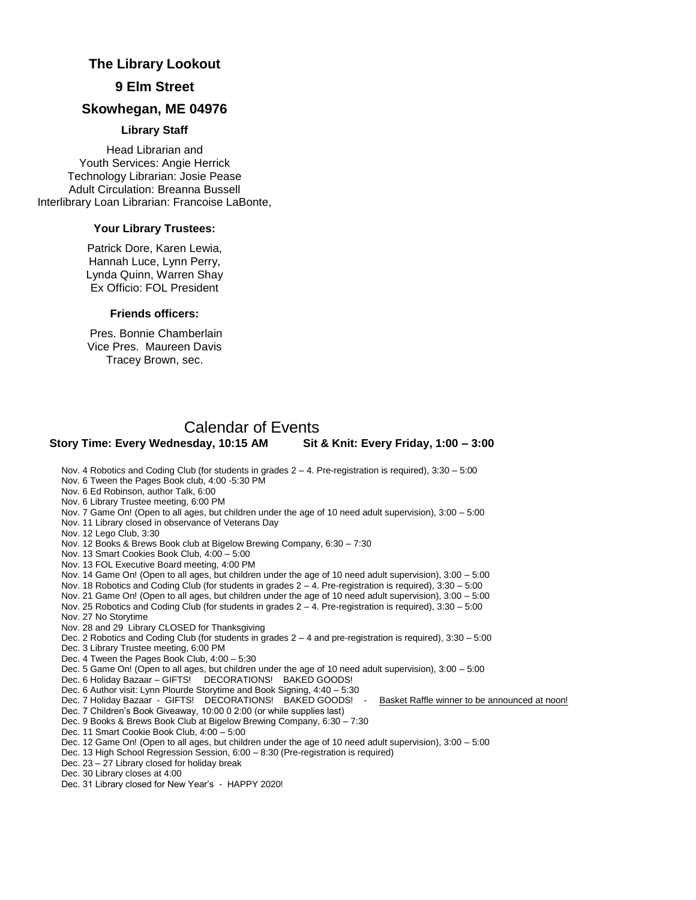## The Library Lookout

## 9 Elm Street

## Skowhegan, ME 04976

**Library Staff**

Head Librarian and
Youth Services: Angie Herrick
Technology Librarian: Josie Pease
Adult Circulation: Breanna Bussell
Interlibrary Loan Librarian: Francoise LaBonte,

**Your Library Trustees:**

Patrick Dore, Karen Lewia,
Hannah Luce, Lynn Perry,
Lynda Quinn, Warren Shay
Ex Officio: FOL President

**Friends officers:**

Pres. Bonnie Chamberlain
Vice Pres. Maureen Davis
Tracey Brown, sec.

# Calendar of Events

**Story Time: Every Wednesday, 10:15 AM** **Sit & Knit: Every Friday, 1:00 – 3:00**

Nov. 4 Robotics and Coding Club (for students in grades 2 – 4. Pre-registration is required), 3:30 – 5:00
Nov. 6 Tween the Pages Book club, 4:00 -5:30 PM
Nov. 6 Ed Robinson, author Talk, 6:00
Nov. 6 Library Trustee meeting, 6:00 PM
Nov. 7 Game On! (Open to all ages, but children under the age of 10 need adult supervision), 3:00 – 5:00
Nov. 11 Library closed in observance of Veterans Day
Nov. 12 Lego Club, 3:30
Nov. 12 Books & Brews Book club at Bigelow Brewing Company, 6:30 – 7:30
Nov. 13 Smart Cookies Book Club, 4:00 – 5:00
Nov. 13 FOL Executive Board meeting, 4:00 PM
Nov. 14 Game On! (Open to all ages, but children under the age of 10 need adult supervision), 3:00 – 5:00
Nov. 18 Robotics and Coding Club (for students in grades 2 – 4. Pre-registration is required), 3:30 – 5:00
Nov. 21 Game On! (Open to all ages, but children under the age of 10 need adult supervision), 3:00 – 5:00
Nov. 25 Robotics and Coding Club (for students in grades 2 – 4. Pre-registration is required), 3:30 – 5:00
Nov. 27 No Storytime
Nov. 28 and 29 Library CLOSED for Thanksgiving
Dec. 2 Robotics and Coding Club (for students in grades 2 – 4 and pre-registration is required), 3:30 – 5:00
Dec. 3 Library Trustee meeting, 6:00 PM
Dec. 4 Tween the Pages Book Club, 4:00 – 5:30
Dec. 5 Game On! (Open to all ages, but children under the age of 10 need adult supervision), 3:00 – 5:00
Dec. 6 Holiday Bazaar – GIFTS! DECORATIONS! BAKED GOODS!
Dec. 6 Author visit: Lynn Plourde Storytime and Book Signing, 4:40 – 5:30
Dec. 7 Holiday Bazaar - GIFTS! DECORATIONS! BAKED GOODS! - Basket Raffle winner to be announced at noon!
Dec. 7 Children's Book Giveaway, 10:00 0 2:00 (or while supplies last)
Dec. 9 Books & Brews Book Club at Bigelow Brewing Company, 6:30 – 7:30
Dec. 11 Smart Cookie Book Club, 4:00 – 5:00
Dec. 12 Game On! (Open to all ages, but children under the age of 10 need adult supervision), 3:00 – 5:00
Dec. 13 High School Regression Session, 6:00 – 8:30 (Pre-registration is required)
Dec. 23 – 27 Library closed for holiday break
Dec. 30 Library closes at 4:00
Dec. 31 Library closed for New Year's - HAPPY 2020!